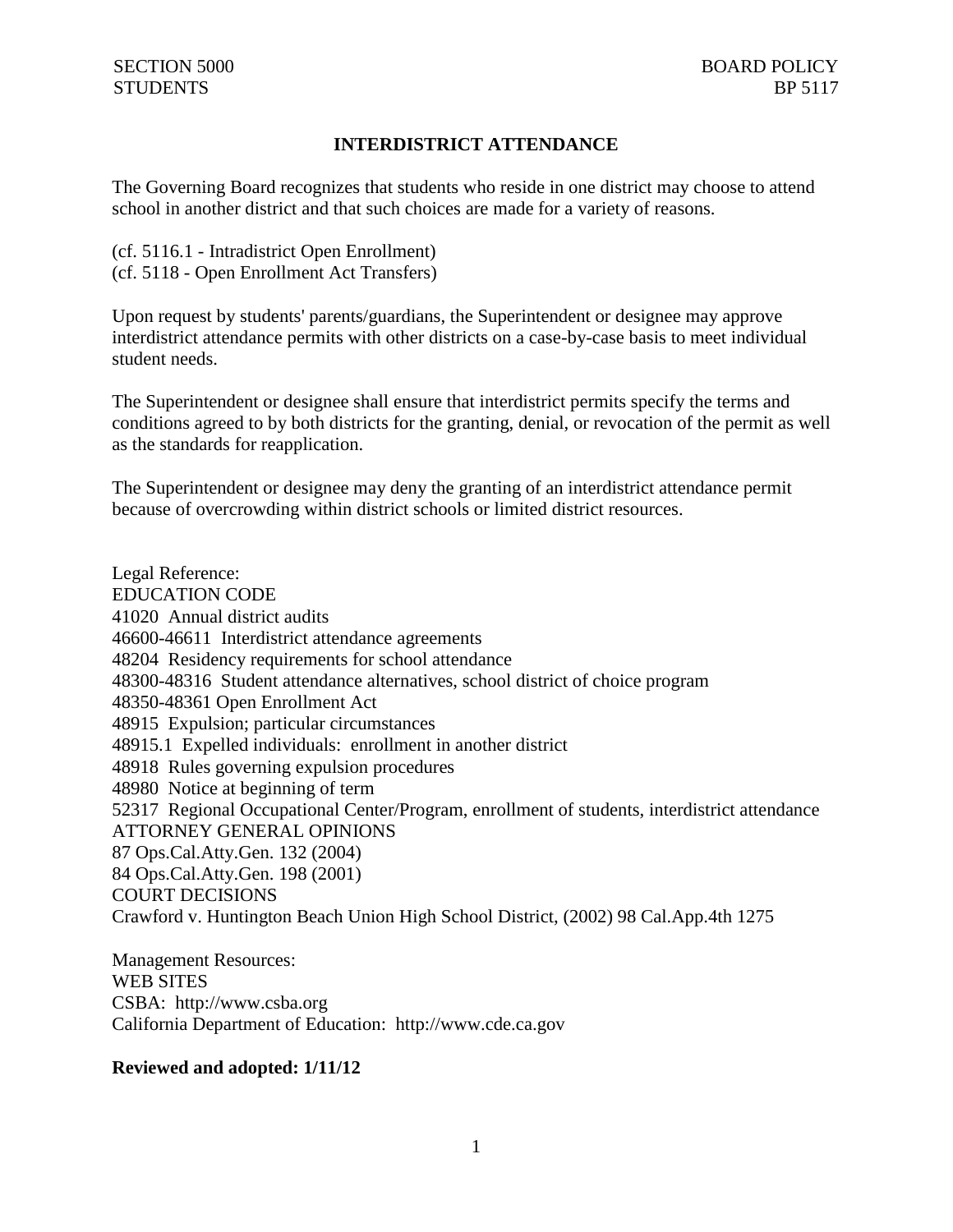SECTION 5000 BOARD POLICY
STUDENTS BP 5117

# INTERDISTRICT ATTENDANCE

The Governing Board recognizes that students who reside in one district may choose to attend school in another district and that such choices are made for a variety of reasons.

(cf. 5116.1 - Intradistrict Open Enrollment)
(cf. 5118 - Open Enrollment Act Transfers)

Upon request by students' parents/guardians, the Superintendent or designee may approve interdistrict attendance permits with other districts on a case-by-case basis to meet individual student needs.

The Superintendent or designee shall ensure that interdistrict permits specify the terms and conditions agreed to by both districts for the granting, denial, or revocation of the permit as well as the standards for reapplication.

The Superintendent or designee may deny the granting of an interdistrict attendance permit because of overcrowding within district schools or limited district resources.

Legal Reference:
EDUCATION CODE
41020 Annual district audits
46600-46611 Interdistrict attendance agreements
48204 Residency requirements for school attendance
48300-48316 Student attendance alternatives, school district of choice program
48350-48361 Open Enrollment Act
48915 Expulsion; particular circumstances
48915.1 Expelled individuals: enrollment in another district
48918 Rules governing expulsion procedures
48980 Notice at beginning of term
52317 Regional Occupational Center/Program, enrollment of students, interdistrict attendance
ATTORNEY GENERAL OPINIONS
87 Ops.Cal.Atty.Gen. 132 (2004)
84 Ops.Cal.Atty.Gen. 198 (2001)
COURT DECISIONS
Crawford v. Huntington Beach Union High School District, (2002) 98 Cal.App.4th 1275

Management Resources:
WEB SITES
CSBA: http://www.csba.org
California Department of Education: http://www.cde.ca.gov

**Reviewed and adopted: 1/11/12**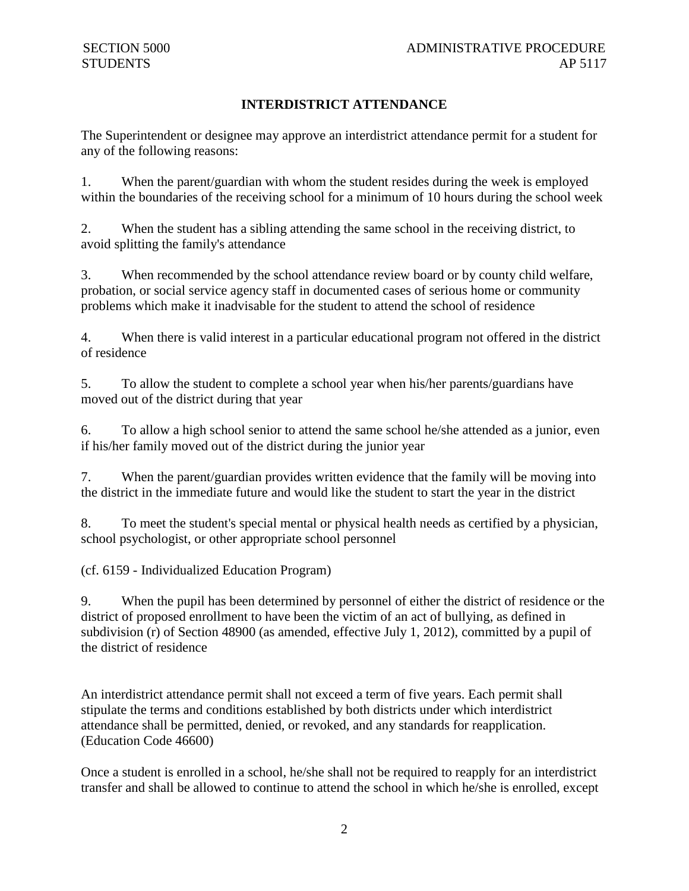## INTERDISTRICT ATTENDANCE

The Superintendent or designee may approve an interdistrict attendance permit for a student for any of the following reasons:

1. When the parent/guardian with whom the student resides during the week is employed within the boundaries of the receiving school for a minimum of 10 hours during the school week

2. When the student has a sibling attending the same school in the receiving district, to avoid splitting the family's attendance

3. When recommended by the school attendance review board or by county child welfare, probation, or social service agency staff in documented cases of serious home or community problems which make it inadvisable for the student to attend the school of residence

4. When there is valid interest in a particular educational program not offered in the district of residence

5. To allow the student to complete a school year when his/her parents/guardians have moved out of the district during that year

6. To allow a high school senior to attend the same school he/she attended as a junior, even if his/her family moved out of the district during the junior year

7. When the parent/guardian provides written evidence that the family will be moving into the district in the immediate future and would like the student to start the year in the district

8. To meet the student's special mental or physical health needs as certified by a physician, school psychologist, or other appropriate school personnel

(cf. 6159 - Individualized Education Program)

9. When the pupil has been determined by personnel of either the district of residence or the district of proposed enrollment to have been the victim of an act of bullying, as defined in subdivision (r) of Section 48900 (as amended, effective July 1, 2012), committed by a pupil of the district of residence

An interdistrict attendance permit shall not exceed a term of five years. Each permit shall stipulate the terms and conditions established by both districts under which interdistrict attendance shall be permitted, denied, or revoked, and any standards for reapplication. (Education Code 46600)

Once a student is enrolled in a school, he/she shall not be required to reapply for an interdistrict transfer and shall be allowed to continue to attend the school in which he/she is enrolled, except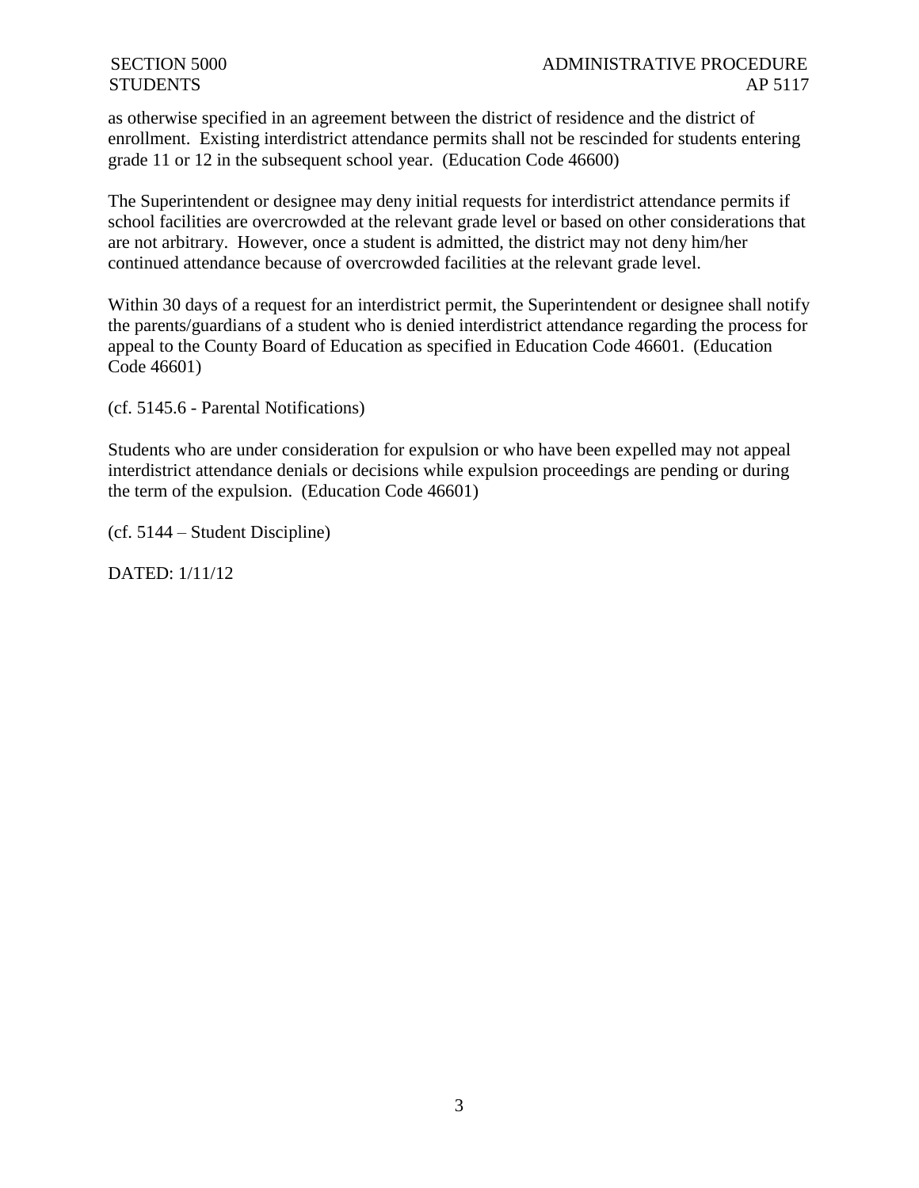as otherwise specified in an agreement between the district of residence and the district of enrollment. Existing interdistrict attendance permits shall not be rescinded for students entering grade 11 or 12 in the subsequent school year. (Education Code 46600)

The Superintendent or designee may deny initial requests for interdistrict attendance permits if school facilities are overcrowded at the relevant grade level or based on other considerations that are not arbitrary. However, once a student is admitted, the district may not deny him/her continued attendance because of overcrowded facilities at the relevant grade level.

Within 30 days of a request for an interdistrict permit, the Superintendent or designee shall notify the parents/guardians of a student who is denied interdistrict attendance regarding the process for appeal to the County Board of Education as specified in Education Code 46601. (Education Code 46601)

(cf. 5145.6 - Parental Notifications)

Students who are under consideration for expulsion or who have been expelled may not appeal interdistrict attendance denials or decisions while expulsion proceedings are pending or during the term of the expulsion. (Education Code 46601)

(cf. 5144 – Student Discipline)

DATED: 1/11/12